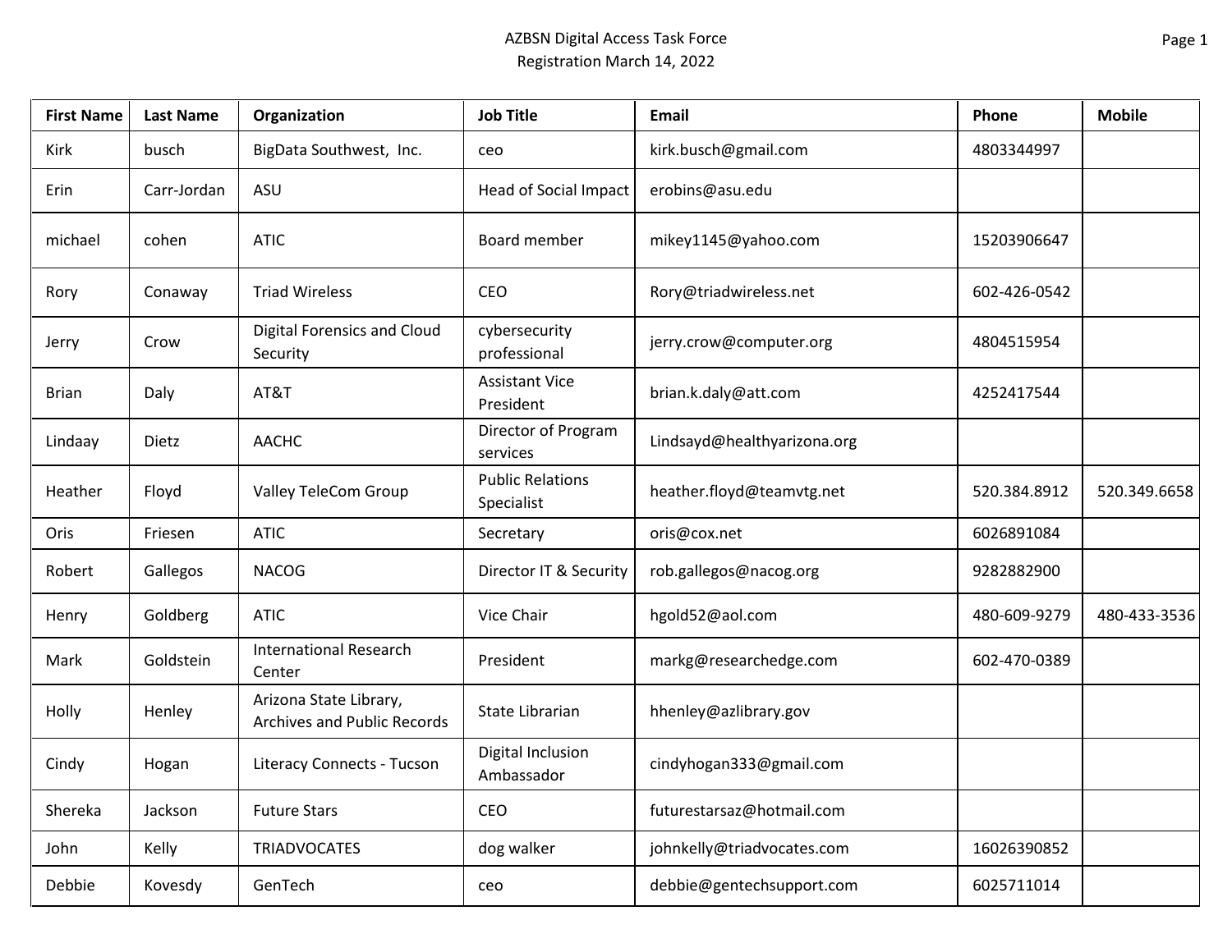AZBSN Digital Access Task Force
Registration March 14, 2022

| First Name | Last Name | Organization | Job Title | Email | Phone | Mobile |
|---|---|---|---|---|---|---|
| Kirk | busch | BigData Southwest, Inc. | ceo | kirk.busch@gmail.com | 4803344997 | |
| Erin | Carr-Jordan | ASU | Head of Social Impact | erobins@asu.edu | | |
| michael | cohen | ATIC | Board member | mikey1145@yahoo.com | 15203906647 | |
| Rory | Conaway | Triad Wireless | CEO | Rory@triadwireless.net | 602-426-0542 | |
| Jerry | Crow | Digital Forensics and Cloud Security | cybersecurity professional | jerry.crow@computer.org | 4804515954 | |
| Brian | Daly | AT&T | Assistant Vice President | brian.k.daly@att.com | 4252417544 | |
| Lindaay | Dietz | AACHC | Director of Program services | Lindsayd@healthyarizona.org | | |
| Heather | Floyd | Valley TeleCom Group | Public Relations Specialist | heather.floyd@teamvtg.net | 520.384.8912 | 520.349.6658 |
| Oris | Friesen | ATIC | Secretary | oris@cox.net | 6026891084 | |
| Robert | Gallegos | NACOG | Director IT & Security | rob.gallegos@nacog.org | 9282882900 | |
| Henry | Goldberg | ATIC | Vice Chair | hgold52@aol.com | 480-609-9279 | 480-433-3536 |
| Mark | Goldstein | International Research Center | President | markg@researchedge.com | 602-470-0389 | |
| Holly | Henley | Arizona State Library, Archives and Public Records | State Librarian | hhenley@azlibrary.gov | | |
| Cindy | Hogan | Literacy Connects - Tucson | Digital Inclusion Ambassador | cindyhogan333@gmail.com | | |
| Shereka | Jackson | Future Stars | CEO | futurestarsaz@hotmail.com | | |
| John | Kelly | TRIADVOCATES | dog walker | johnkelly@triadvocates.com | 16026390852 | |
| Debbie | Kovesdy | GenTech | ceo | debbie@gentechsupport.com | 6025711014 | |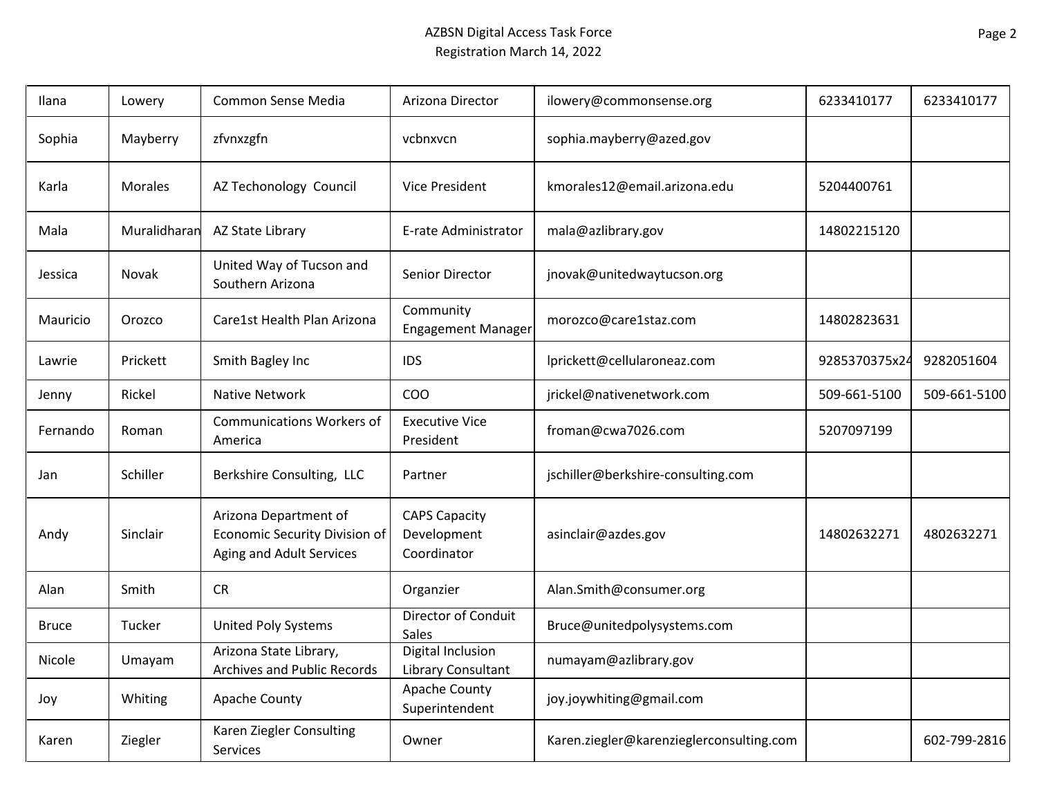| | | | | | | |
|---|---|---|---|---|---|---|
| Ilana | Lowery | Common Sense Media | Arizona Director | ilowery@commonsense.org | 6233410177 | 6233410177 |
| Sophia | Mayberry | zfvnxzgfn | vcbnxvcn | sophia.mayberry@azed.gov | | |
| Karla | Morales | AZ Techonology Council | Vice President | kmorales12@email.arizona.edu | 5204400761 | |
| Mala | Muralidharan | AZ State Library | E-rate Administrator | mala@azlibrary.gov | 14802215120 | |
| Jessica | Novak | United Way of Tucson and Southern Arizona | Senior Director | jnovak@unitedwaytucson.org | | |
| Mauricio | Orozco | Care1st Health Plan Arizona | Community Engagement Manager | morozco@care1staz.com | 14802823631 | |
| Lawrie | Prickett | Smith Bagley Inc | IDS | lprickett@cellularoneaz.com | 9285370375x24 | 9282051604 |
| Jenny | Rickel | Native Network | COO | jrickel@nativenetwork.com | 509-661-5100 | 509-661-5100 |
| Fernando | Roman | Communications Workers of America | Executive Vice President | froman@cwa7026.com | 5207097199 | |
| Jan | Schiller | Berkshire Consulting, LLC | Partner | jschiller@berkshire-consulting.com | | |
| Andy | Sinclair | Arizona Department of Economic Security Division of Aging and Adult Services | CAPS Capacity Development Coordinator | asinclair@azdes.gov | 14802632271 | 4802632271 |
| Alan | Smith | CR | Organzier | Alan.Smith@consumer.org | | |
| Bruce | Tucker | United Poly Systems | Director of Conduit Sales | Bruce@unitedpolysystems.com | | |
| Nicole | Umayam | Arizona State Library, Archives and Public Records | Digital Inclusion Library Consultant | numayam@azlibrary.gov | | |
| Joy | Whiting | Apache County | Apache County Superintendent | joy.joywhiting@gmail.com | | |
| Karen | Ziegler | Karen Ziegler Consulting Services | Owner | Karen.ziegler@karenzieglerconsulting.com | | 602-799-2816 |